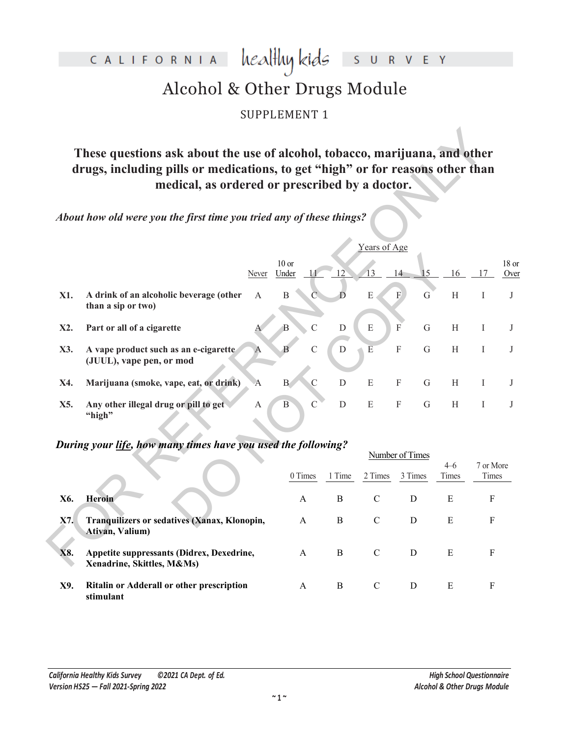# CALIFORNIA healthy kids SURVEY

## Alcohol & Other Drugs Module

SUPPLEMENT 1

**These questions ask about the use of alcohol, tobacco, marijuana, and other drugs, including pills or medications, to get "high" or for reasons other than medical, as ordered or prescribed by a doctor.**

***About how old were you the first time you tried any of these things?***

| | | | Years of Age | | | | | | | | |
|---|---|---|---|---|---|---|---|---|---|---|---|
| | | Never | 10 or Under | 11 | 12 | 13 | 14 | 15 | 16 | 17 | 18 or Over |
| **X1.** | **A drink of an alcoholic beverage (other than a sip or two)** | A | B | C | D | E | F | G | H | I | J |
| **X2.** | **Part or all of a cigarette** | A | B | C | D | E | F | G | H | I | J |
| **X3.** | **A vape product such as an e-cigarette (JUUL), vape pen, or mod** | A | B | C | D | E | F | G | H | I | J |
| **X4.** | **Marijuana (smoke, vape, eat, or drink)** | A | B | C | D | E | F | G | H | I | J |
| **X5.** | **Any other illegal drug or pill to get "high"** | A | B | C | D | E | F | G | H | I | J |

***During your <u>life</u>, how many times have you used the following?***

| | | Number of Times | | | | | |
|---|---|---|---|---|---|---|---|
| | | 0 Times | 1 Time | 2 Times | 3 Times | 4–6 Times | 7 or More Times |
| **X6.** | **Heroin** | A | B | C | D | E | F |
| **X7.** | **Tranquilizers or sedatives (Xanax, Klonopin, Ativan, Valium)** | A | B | C | D | E | F |
| **X8.** | **Appetite suppressants (Didrex, Dexedrine, Xenadrine, Skittles, M&Ms)** | A | B | C | D | E | F |
| **X9.** | **Ritalin or Adderall or other prescription stimulant** | A | B | C | D | E | F |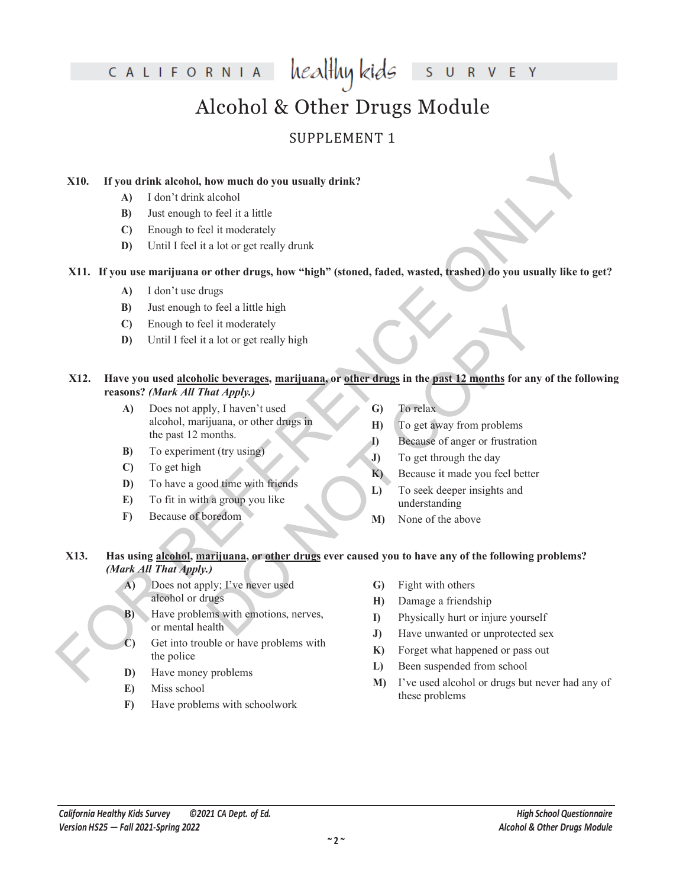# Alcohol & Other Drugs Module

## SUPPLEMENT 1

**X10. If you drink alcohol, how much do you usually drink?**

- **A)** I don't drink alcohol
- **B)** Just enough to feel it a little
- **C)** Enough to feel it moderately
- **D)** Until I feel it a lot or get really drunk

**X11. If you use marijuana or other drugs, how "high" (stoned, faded, wasted, trashed) do you usually like to get?**

- **A)** I don't use drugs
- **B)** Just enough to feel a little high
- **C)** Enough to feel it moderately
- **D)** Until I feel it a lot or get really high

**X12. Have you used <u>alcoholic beverages</u>, <u>marijuana</u>, or <u>other drugs</u> in the <u>past 12 months</u> for any of the following reasons?** ***(Mark All That Apply.)***

- **A)** Does not apply, I haven't used alcohol, marijuana, or other drugs in the past 12 months.
- **B)** To experiment (try using)
- **C)** To get high
- **D)** To have a good time with friends
- **E)** To fit in with a group you like
- **F)** Because of boredom
- **G)** To relax
- **H)** To get away from problems
- **I)** Because of anger or frustration
- **J)** To get through the day
- **K)** Because it made you feel better
- **L)** To seek deeper insights and understanding
- **M)** None of the above

**X13. Has using <u>alcohol</u>, <u>marijuana</u>, or <u>other drugs</u> ever caused you to have any of the following problems?** ***(Mark All That Apply.)***

- **A)** Does not apply; I've never used alcohol or drugs
- **B)** Have problems with emotions, nerves, or mental health
- **C)** Get into trouble or have problems with the police
- **D)** Have money problems
- **E)** Miss school
- **F)** Have problems with schoolwork
- **G)** Fight with others
- **H)** Damage a friendship
- **I)** Physically hurt or injure yourself
- **J)** Have unwanted or unprotected sex
- **K)** Forget what happened or pass out
- **L)** Been suspended from school
- **M)** I've used alcohol or drugs but never had any of these problems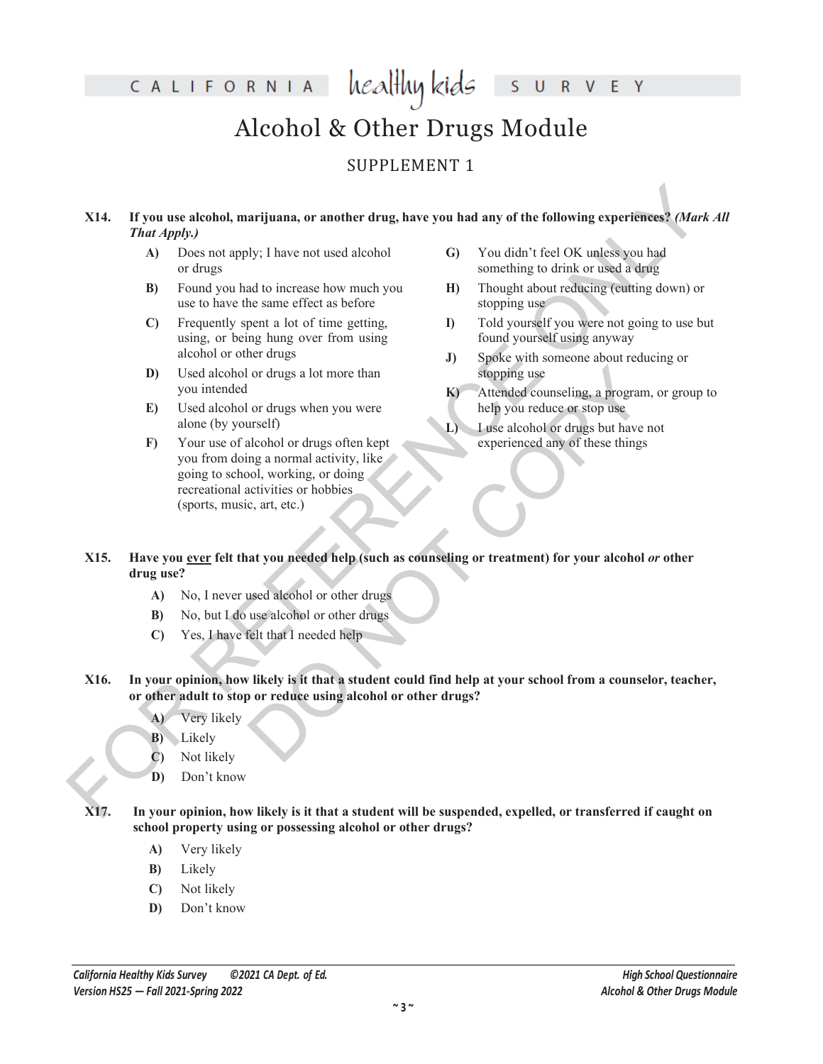# Alcohol & Other Drugs Module

## SUPPLEMENT 1

**X14. If you use alcohol, marijuana, or another drug, have you had any of the following experiences? *(Mark All That Apply.)***

- **A)** Does not apply; I have not used alcohol or drugs
- **B)** Found you had to increase how much you use to have the same effect as before
- **C)** Frequently spent a lot of time getting, using, or being hung over from using alcohol or other drugs
- **D)** Used alcohol or drugs a lot more than you intended
- **E)** Used alcohol or drugs when you were alone (by yourself)
- **F)** Your use of alcohol or drugs often kept you from doing a normal activity, like going to school, working, or doing recreational activities or hobbies (sports, music, art, etc.)
- **G)** You didn't feel OK unless you had something to drink or used a drug
- **H)** Thought about reducing (cutting down) or stopping use
- **I)** Told yourself you were not going to use but found yourself using anyway
- **J)** Spoke with someone about reducing or stopping use
- **K)** Attended counseling, a program, or group to help you reduce or stop use
- **L)** I use alcohol or drugs but have not experienced any of these things

**X15. Have you <u>ever</u> felt that you needed help (such as counseling or treatment) for your alcohol *or* other drug use?**

- **A)** No, I never used alcohol or other drugs
- **B)** No, but I do use alcohol or other drugs
- **C)** Yes, I have felt that I needed help

**X16. In your opinion, how likely is it that a student could find help at your school from a counselor, teacher, or other adult to stop or reduce using alcohol or other drugs?**

- **A)** Very likely
- **B)** Likely
- **C)** Not likely
- **D)** Don't know

**X17. In your opinion, how likely is it that a student will be suspended, expelled, or transferred if caught on school property using or possessing alcohol or other drugs?**

- **A)** Very likely
- **B)** Likely
- **C)** Not likely
- **D)** Don't know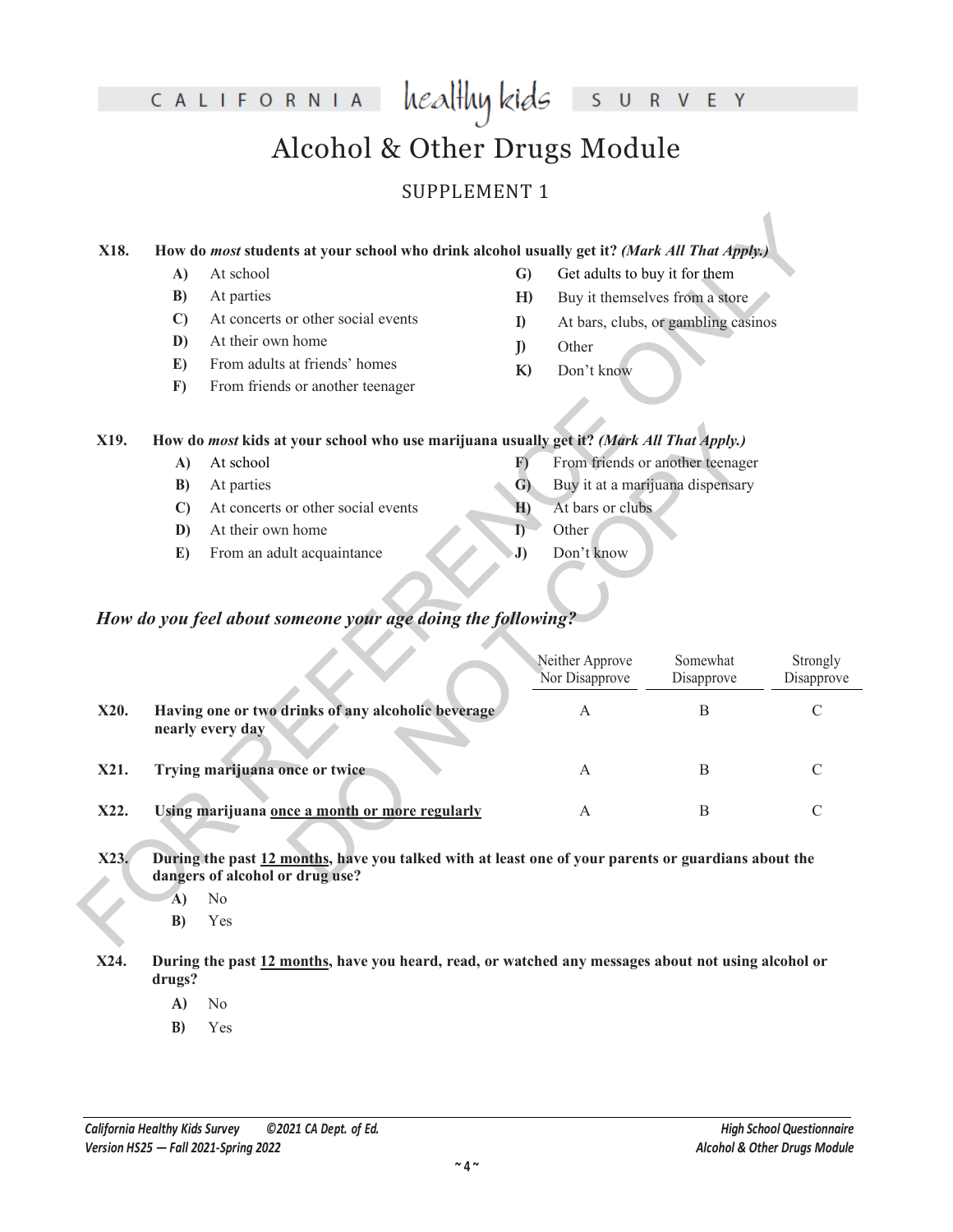# Alcohol & Other Drugs Module

## SUPPLEMENT 1

**X18. How do *most* students at your school who drink alcohol usually get it? *(Mark All That Apply.)***

- **A)** At school
- **B)** At parties
- **C)** At concerts or other social events
- **D)** At their own home
- **E)** From adults at friends' homes
- **F)** From friends or another teenager
- **G)** Get adults to buy it for them
- **H)** Buy it themselves from a store
- **I)** At bars, clubs, or gambling casinos
- **J)** Other
- **K)** Don't know

**X19. How do *most* kids at your school who use marijuana usually get it? *(Mark All That Apply.)***

- **A)** At school
- **B)** At parties
- **C)** At concerts or other social events
- **D)** At their own home
- **E)** From an adult acquaintance
- **F)** From friends or another teenager
- **G)** Buy it at a marijuana dispensary
- **H)** At bars or clubs
- **I)** Other
- **J)** Don't know

### *How do you feel about someone your age doing the following?*

| | | Neither Approve Nor Disapprove | Somewhat Disapprove | Strongly Disapprove |
|---|---|---|---|---|
| **X20.** | **Having one or two drinks of any alcoholic beverage nearly every day** | A | B | C |
| **X21.** | **Trying marijuana once or twice** | A | B | C |
| **X22.** | **Using marijuana <u>once a month or more regularly</u>** | A | B | C |

**X23. During the past <u>12 months</u>, have you talked with at least one of your parents or guardians about the dangers of alcohol or drug use?**

- **A)** No
- **B)** Yes

**X24. During the past <u>12 months</u>, have you heard, read, or watched any messages about not using alcohol or drugs?**

- **A)** No
- **B)** Yes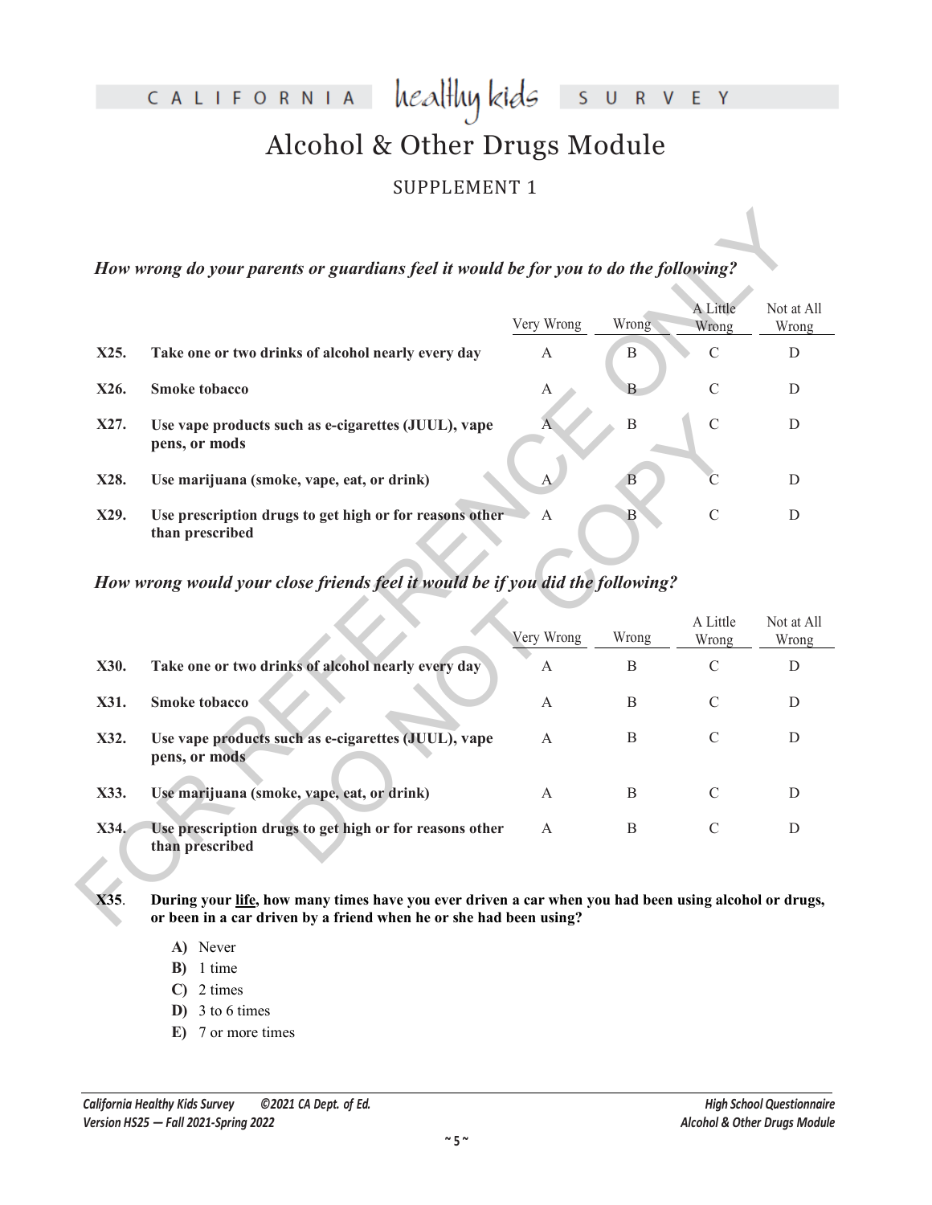# Alcohol & Other Drugs Module

## SUPPLEMENT 1

***How wrong do your parents or guardians feel it would be for you to do the following?***

| | | Very Wrong | Wrong | A Little Wrong | Not at All Wrong |
|---|---|---|---|---|---|
| **X25.** | **Take one or two drinks of alcohol nearly every day** | A | B | C | D |
| **X26.** | **Smoke tobacco** | A | B | C | D |
| **X27.** | **Use vape products such as e-cigarettes (JUUL), vape pens, or mods** | A | B | C | D |
| **X28.** | **Use marijuana (smoke, vape, eat, or drink)** | A | B | C | D |
| **X29.** | **Use prescription drugs to get high or for reasons other than prescribed** | A | B | C | D |

***How wrong would your close friends feel it would be if you did the following?***

| | | Very Wrong | Wrong | A Little Wrong | Not at All Wrong |
|---|---|---|---|---|---|
| **X30.** | **Take one or two drinks of alcohol nearly every day** | A | B | C | D |
| **X31.** | **Smoke tobacco** | A | B | C | D |
| **X32.** | **Use vape products such as e-cigarettes (JUUL), vape pens, or mods** | A | B | C | D |
| **X33.** | **Use marijuana (smoke, vape, eat, or drink)** | A | B | C | D |
| **X34.** | **Use prescription drugs to get high or for reasons other than prescribed** | A | B | C | D |

**X35.** **During your <u>life</u>, how many times have you ever driven a car when you had been using alcohol or drugs, or been in a car driven by a friend when he or she had been using?**

- **A)** Never
- **B)** 1 time
- **C)** 2 times
- **D)** 3 to 6 times
- **E)** 7 or more times